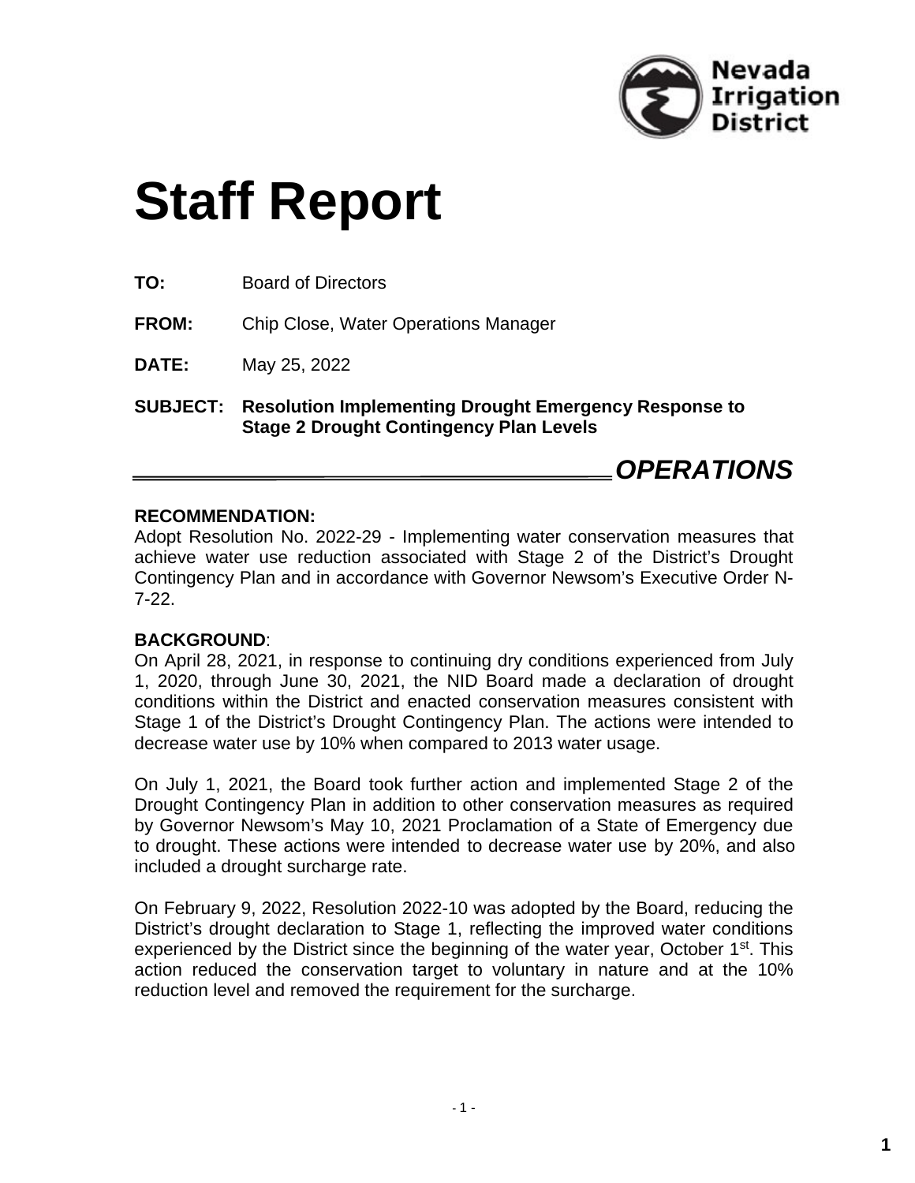Nevada Irrigation District

# Staff Report

**TO:** Board of Directors

**FROM:** Chip Close, Water Operations Manager

**DATE:** May 25, 2022

**SUBJECT: Resolution Implementing Drought Emergency Response to Stage 2 Drought Contingency Plan Levels**

***OPERATIONS***

**RECOMMENDATION:**
Adopt Resolution No. 2022-29 - Implementing water conservation measures that achieve water use reduction associated with Stage 2 of the District's Drought Contingency Plan and in accordance with Governor Newsom's Executive Order N-7-22.

**BACKGROUND**:
On April 28, 2021, in response to continuing dry conditions experienced from July 1, 2020, through June 30, 2021, the NID Board made a declaration of drought conditions within the District and enacted conservation measures consistent with Stage 1 of the District's Drought Contingency Plan. The actions were intended to decrease water use by 10% when compared to 2013 water usage.

On July 1, 2021, the Board took further action and implemented Stage 2 of the Drought Contingency Plan in addition to other conservation measures as required by Governor Newsom's May 10, 2021 Proclamation of a State of Emergency due to drought. These actions were intended to decrease water use by 20%, and also included a drought surcharge rate.

On February 9, 2022, Resolution 2022-10 was adopted by the Board, reducing the District's drought declaration to Stage 1, reflecting the improved water conditions experienced by the District since the beginning of the water year, October 1st. This action reduced the conservation target to voluntary in nature and at the 10% reduction level and removed the requirement for the surcharge.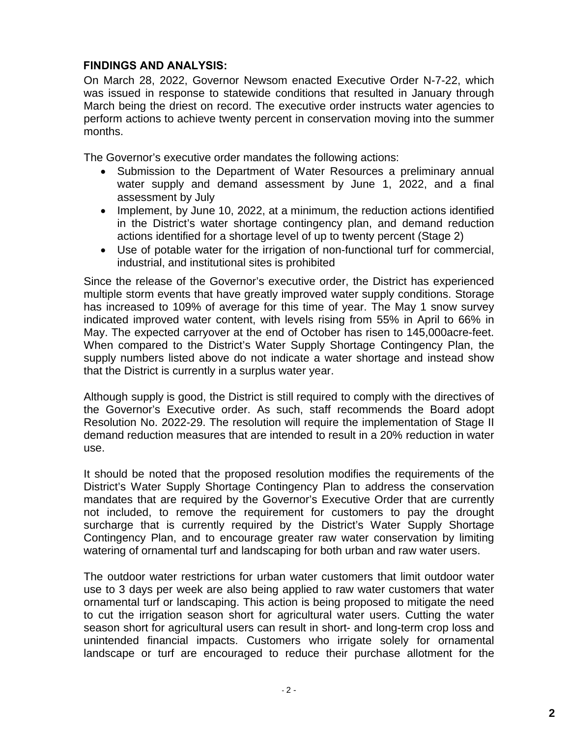**FINDINGS AND ANALYSIS:**

On March 28, 2022, Governor Newsom enacted Executive Order N-7-22, which was issued in response to statewide conditions that resulted in January through March being the driest on record. The executive order instructs water agencies to perform actions to achieve twenty percent in conservation moving into the summer months.

The Governor's executive order mandates the following actions:

- Submission to the Department of Water Resources a preliminary annual water supply and demand assessment by June 1, 2022, and a final assessment by July
- Implement, by June 10, 2022, at a minimum, the reduction actions identified in the District's water shortage contingency plan, and demand reduction actions identified for a shortage level of up to twenty percent (Stage 2)
- Use of potable water for the irrigation of non-functional turf for commercial, industrial, and institutional sites is prohibited

Since the release of the Governor's executive order, the District has experienced multiple storm events that have greatly improved water supply conditions. Storage has increased to 109% of average for this time of year. The May 1 snow survey indicated improved water content, with levels rising from 55% in April to 66% in May. The expected carryover at the end of October has risen to 145,000acre-feet. When compared to the District's Water Supply Shortage Contingency Plan, the supply numbers listed above do not indicate a water shortage and instead show that the District is currently in a surplus water year.

Although supply is good, the District is still required to comply with the directives of the Governor's Executive order. As such, staff recommends the Board adopt Resolution No. 2022-29. The resolution will require the implementation of Stage II demand reduction measures that are intended to result in a 20% reduction in water use.

It should be noted that the proposed resolution modifies the requirements of the District's Water Supply Shortage Contingency Plan to address the conservation mandates that are required by the Governor's Executive Order that are currently not included, to remove the requirement for customers to pay the drought surcharge that is currently required by the District's Water Supply Shortage Contingency Plan, and to encourage greater raw water conservation by limiting watering of ornamental turf and landscaping for both urban and raw water users.

The outdoor water restrictions for urban water customers that limit outdoor water use to 3 days per week are also being applied to raw water customers that water ornamental turf or landscaping. This action is being proposed to mitigate the need to cut the irrigation season short for agricultural water users. Cutting the water season short for agricultural users can result in short- and long-term crop loss and unintended financial impacts. Customers who irrigate solely for ornamental landscape or turf are encouraged to reduce their purchase allotment for the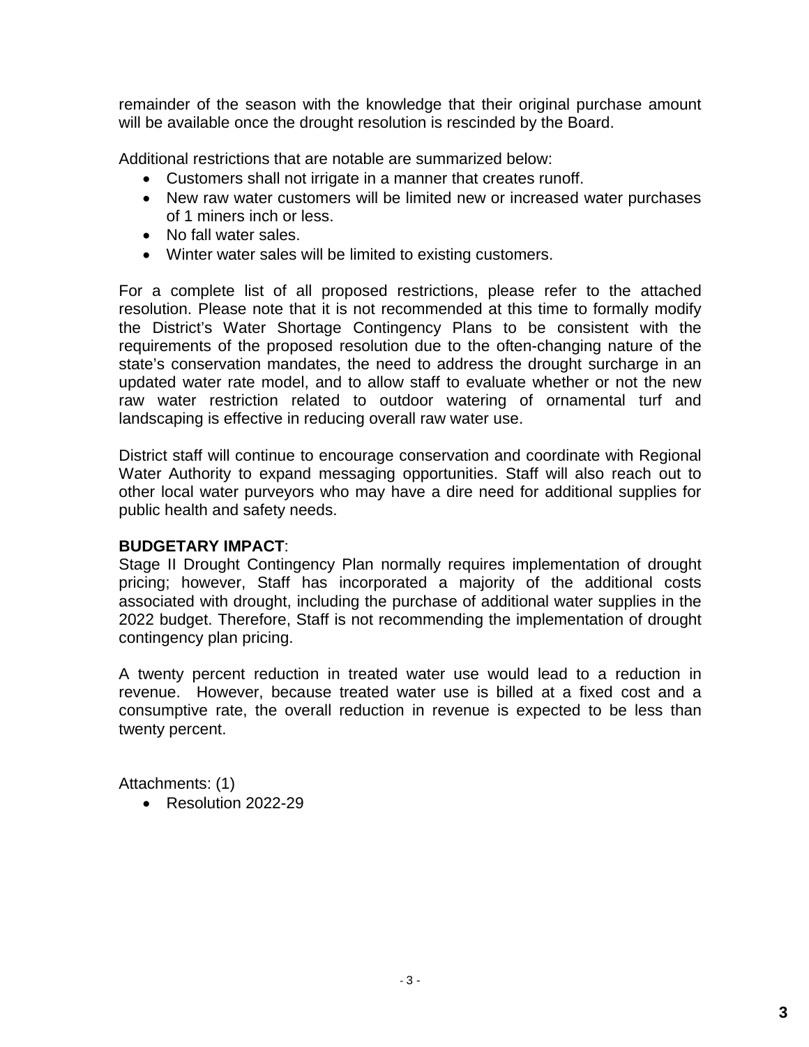remainder of the season with the knowledge that their original purchase amount will be available once the drought resolution is rescinded by the Board.

Additional restrictions that are notable are summarized below:

- Customers shall not irrigate in a manner that creates runoff.
- New raw water customers will be limited new or increased water purchases of 1 miners inch or less.
- No fall water sales.
- Winter water sales will be limited to existing customers.

For a complete list of all proposed restrictions, please refer to the attached resolution. Please note that it is not recommended at this time to formally modify the District's Water Shortage Contingency Plans to be consistent with the requirements of the proposed resolution due to the often-changing nature of the state's conservation mandates, the need to address the drought surcharge in an updated water rate model, and to allow staff to evaluate whether or not the new raw water restriction related to outdoor watering of ornamental turf and landscaping is effective in reducing overall raw water use.

District staff will continue to encourage conservation and coordinate with Regional Water Authority to expand messaging opportunities. Staff will also reach out to other local water purveyors who may have a dire need for additional supplies for public health and safety needs.

**BUDGETARY IMPACT**:

Stage II Drought Contingency Plan normally requires implementation of drought pricing; however, Staff has incorporated a majority of the additional costs associated with drought, including the purchase of additional water supplies in the 2022 budget. Therefore, Staff is not recommending the implementation of drought contingency plan pricing.

A twenty percent reduction in treated water use would lead to a reduction in revenue. However, because treated water use is billed at a fixed cost and a consumptive rate, the overall reduction in revenue is expected to be less than twenty percent.

Attachments: (1)

- Resolution 2022-29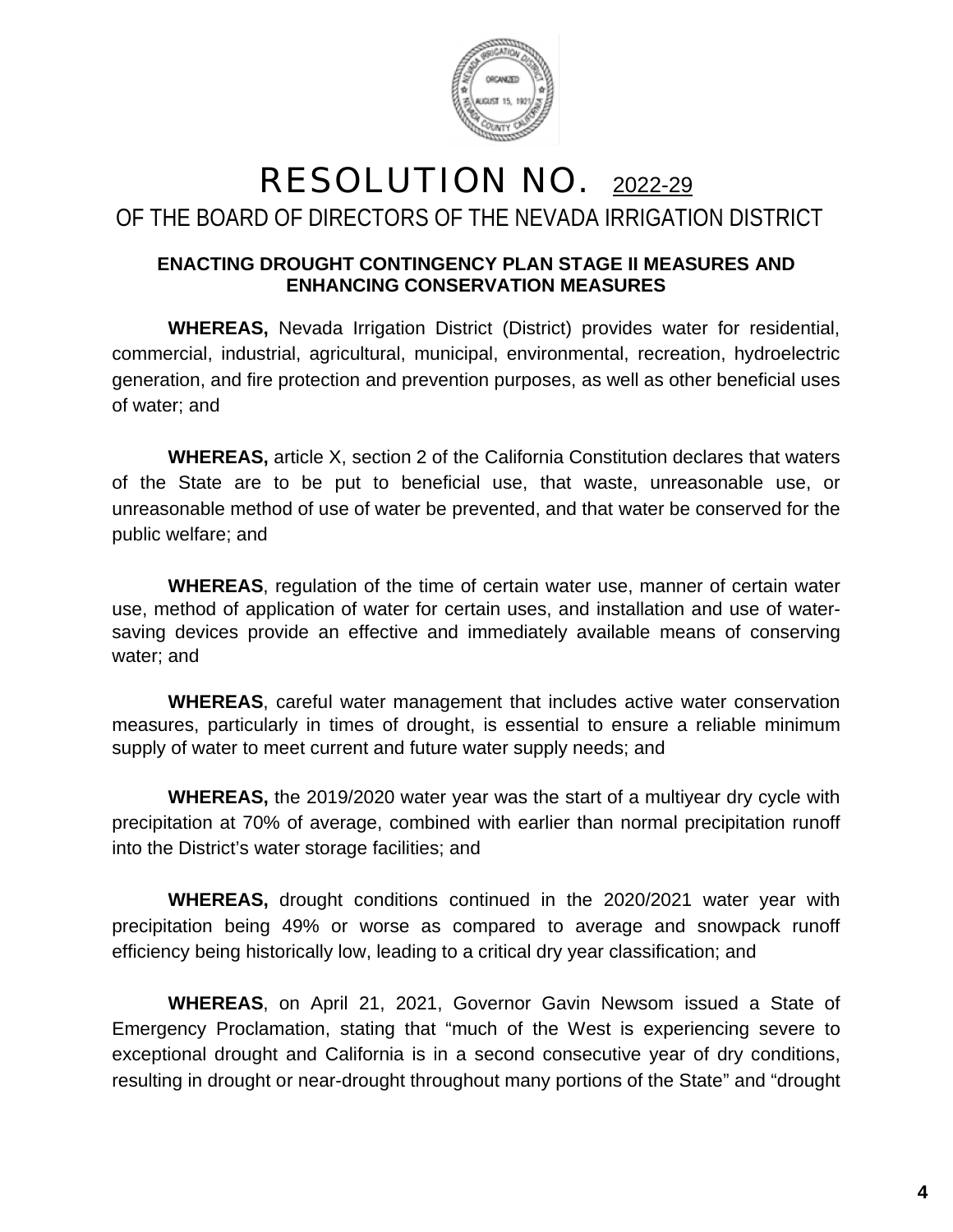# RESOLUTION NO. 2022-29

## OF THE BOARD OF DIRECTORS OF THE NEVADA IRRIGATION DISTRICT

**ENACTING DROUGHT CONTINGENCY PLAN STAGE II MEASURES AND ENHANCING CONSERVATION MEASURES**

**WHEREAS,** Nevada Irrigation District (District) provides water for residential, commercial, industrial, agricultural, municipal, environmental, recreation, hydroelectric generation, and fire protection and prevention purposes, as well as other beneficial uses of water; and

**WHEREAS,** article X, section 2 of the California Constitution declares that waters of the State are to be put to beneficial use, that waste, unreasonable use, or unreasonable method of use of water be prevented, and that water be conserved for the public welfare; and

**WHEREAS**, regulation of the time of certain water use, manner of certain water use, method of application of water for certain uses, and installation and use of water-saving devices provide an effective and immediately available means of conserving water; and

**WHEREAS**, careful water management that includes active water conservation measures, particularly in times of drought, is essential to ensure a reliable minimum supply of water to meet current and future water supply needs; and

**WHEREAS,** the 2019/2020 water year was the start of a multiyear dry cycle with precipitation at 70% of average, combined with earlier than normal precipitation runoff into the District's water storage facilities; and

**WHEREAS,** drought conditions continued in the 2020/2021 water year with precipitation being 49% or worse as compared to average and snowpack runoff efficiency being historically low, leading to a critical dry year classification; and

**WHEREAS**, on April 21, 2021, Governor Gavin Newsom issued a State of Emergency Proclamation, stating that "much of the West is experiencing severe to exceptional drought and California is in a second consecutive year of dry conditions, resulting in drought or near-drought throughout many portions of the State" and "drought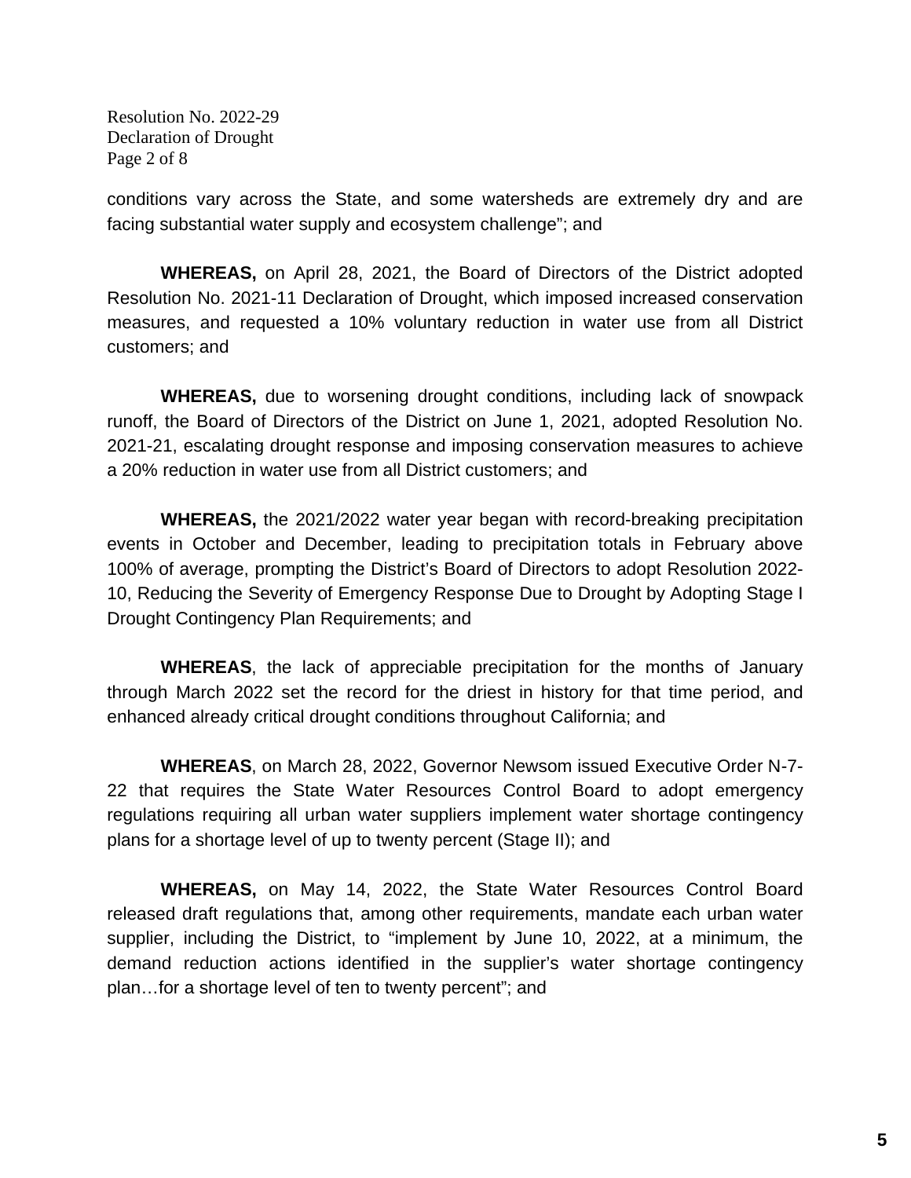conditions vary across the State, and some watersheds are extremely dry and are facing substantial water supply and ecosystem challenge"; and

**WHEREAS,** on April 28, 2021, the Board of Directors of the District adopted Resolution No. 2021-11 Declaration of Drought, which imposed increased conservation measures, and requested a 10% voluntary reduction in water use from all District customers; and

**WHEREAS,** due to worsening drought conditions, including lack of snowpack runoff, the Board of Directors of the District on June 1, 2021, adopted Resolution No. 2021-21, escalating drought response and imposing conservation measures to achieve a 20% reduction in water use from all District customers; and

**WHEREAS,** the 2021/2022 water year began with record-breaking precipitation events in October and December, leading to precipitation totals in February above 100% of average, prompting the District's Board of Directors to adopt Resolution 2022-10, Reducing the Severity of Emergency Response Due to Drought by Adopting Stage I Drought Contingency Plan Requirements; and

**WHEREAS**, the lack of appreciable precipitation for the months of January through March 2022 set the record for the driest in history for that time period, and enhanced already critical drought conditions throughout California; and

**WHEREAS**, on March 28, 2022, Governor Newsom issued Executive Order N-7-22 that requires the State Water Resources Control Board to adopt emergency regulations requiring all urban water suppliers implement water shortage contingency plans for a shortage level of up to twenty percent (Stage II); and

**WHEREAS,** on May 14, 2022, the State Water Resources Control Board released draft regulations that, among other requirements, mandate each urban water supplier, including the District, to "implement by June 10, 2022, at a minimum, the demand reduction actions identified in the supplier's water shortage contingency plan…for a shortage level of ten to twenty percent"; and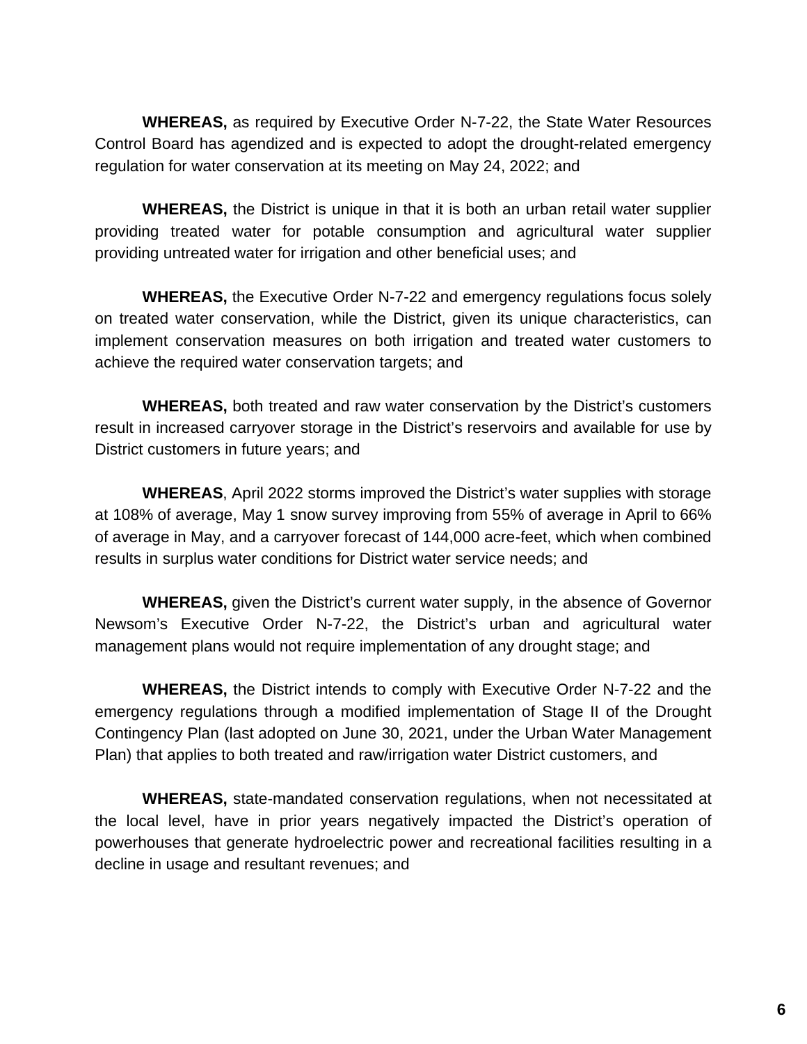**WHEREAS,** as required by Executive Order N-7-22, the State Water Resources Control Board has agendized and is expected to adopt the drought-related emergency regulation for water conservation at its meeting on May 24, 2022; and

**WHEREAS,** the District is unique in that it is both an urban retail water supplier providing treated water for potable consumption and agricultural water supplier providing untreated water for irrigation and other beneficial uses; and

**WHEREAS,** the Executive Order N-7-22 and emergency regulations focus solely on treated water conservation, while the District, given its unique characteristics, can implement conservation measures on both irrigation and treated water customers to achieve the required water conservation targets; and

**WHEREAS,** both treated and raw water conservation by the District's customers result in increased carryover storage in the District's reservoirs and available for use by District customers in future years; and

**WHEREAS**, April 2022 storms improved the District's water supplies with storage at 108% of average, May 1 snow survey improving from 55% of average in April to 66% of average in May, and a carryover forecast of 144,000 acre-feet, which when combined results in surplus water conditions for District water service needs; and

**WHEREAS,** given the District's current water supply, in the absence of Governor Newsom's Executive Order N-7-22, the District's urban and agricultural water management plans would not require implementation of any drought stage; and

**WHEREAS,** the District intends to comply with Executive Order N-7-22 and the emergency regulations through a modified implementation of Stage II of the Drought Contingency Plan (last adopted on June 30, 2021, under the Urban Water Management Plan) that applies to both treated and raw/irrigation water District customers, and

**WHEREAS,** state-mandated conservation regulations, when not necessitated at the local level, have in prior years negatively impacted the District's operation of powerhouses that generate hydroelectric power and recreational facilities resulting in a decline in usage and resultant revenues; and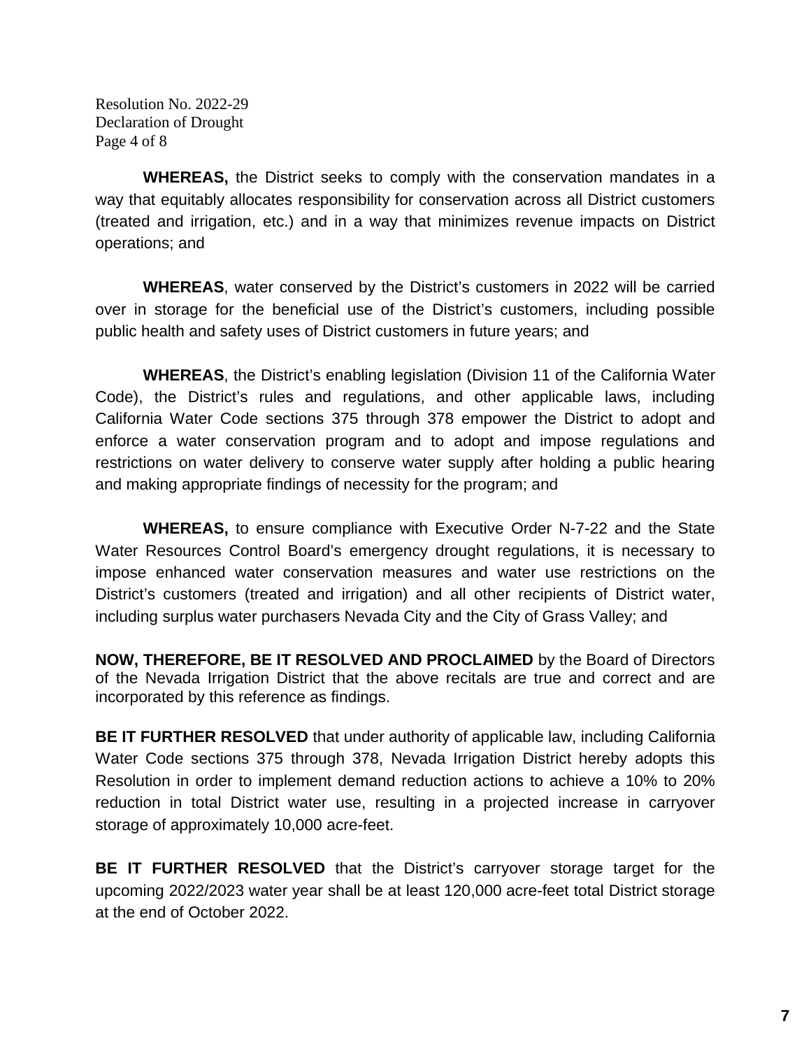**WHEREAS,** the District seeks to comply with the conservation mandates in a way that equitably allocates responsibility for conservation across all District customers (treated and irrigation, etc.) and in a way that minimizes revenue impacts on District operations; and

**WHEREAS**, water conserved by the District's customers in 2022 will be carried over in storage for the beneficial use of the District's customers, including possible public health and safety uses of District customers in future years; and

**WHEREAS**, the District's enabling legislation (Division 11 of the California Water Code), the District's rules and regulations, and other applicable laws, including California Water Code sections 375 through 378 empower the District to adopt and enforce a water conservation program and to adopt and impose regulations and restrictions on water delivery to conserve water supply after holding a public hearing and making appropriate findings of necessity for the program; and

**WHEREAS,** to ensure compliance with Executive Order N-7-22 and the State Water Resources Control Board's emergency drought regulations, it is necessary to impose enhanced water conservation measures and water use restrictions on the District's customers (treated and irrigation) and all other recipients of District water, including surplus water purchasers Nevada City and the City of Grass Valley; and

**NOW, THEREFORE, BE IT RESOLVED AND PROCLAIMED** by the Board of Directors of the Nevada Irrigation District that the above recitals are true and correct and are incorporated by this reference as findings.

**BE IT FURTHER RESOLVED** that under authority of applicable law, including California Water Code sections 375 through 378, Nevada Irrigation District hereby adopts this Resolution in order to implement demand reduction actions to achieve a 10% to 20% reduction in total District water use, resulting in a projected increase in carryover storage of approximately 10,000 acre-feet.

**BE IT FURTHER RESOLVED** that the District's carryover storage target for the upcoming 2022/2023 water year shall be at least 120,000 acre-feet total District storage at the end of October 2022.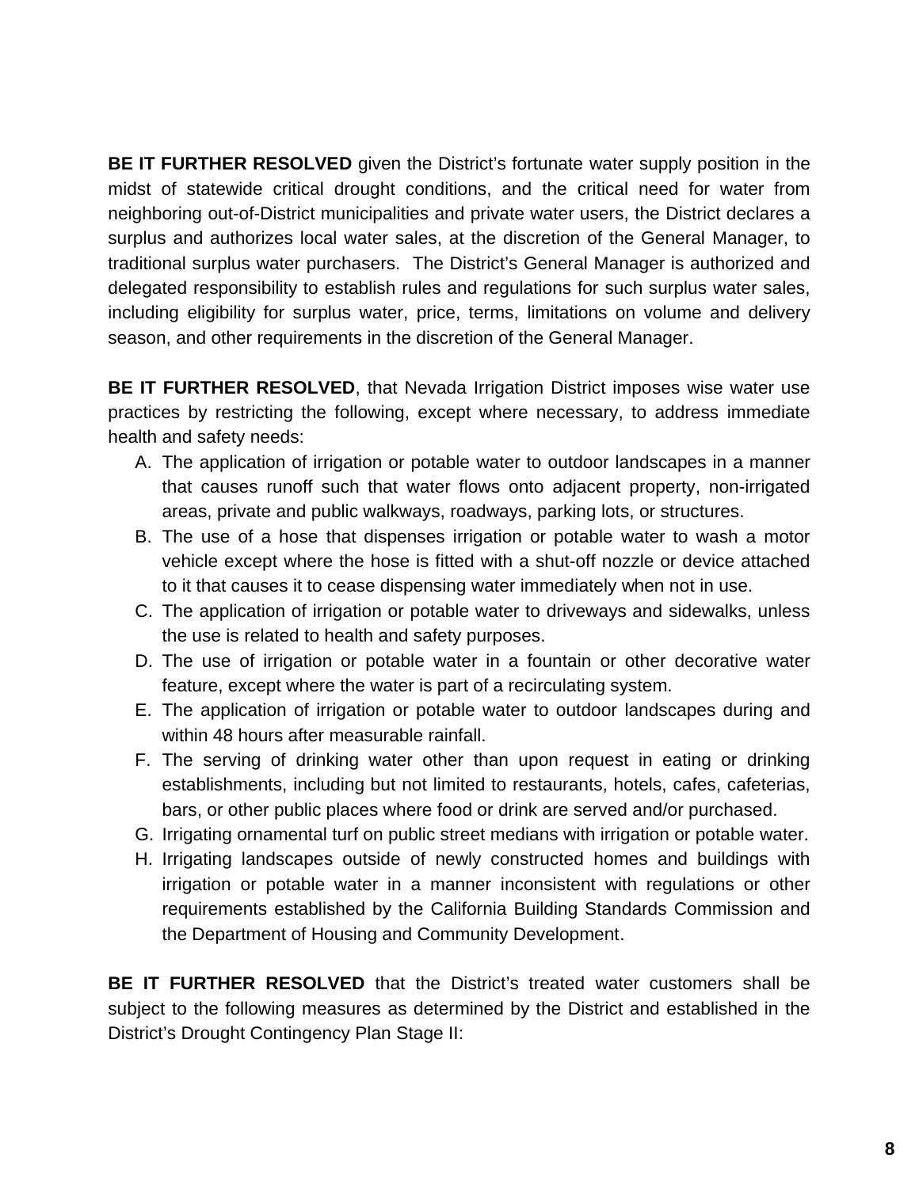**BE IT FURTHER RESOLVED** given the District's fortunate water supply position in the midst of statewide critical drought conditions, and the critical need for water from neighboring out-of-District municipalities and private water users, the District declares a surplus and authorizes local water sales, at the discretion of the General Manager, to traditional surplus water purchasers. The District's General Manager is authorized and delegated responsibility to establish rules and regulations for such surplus water sales, including eligibility for surplus water, price, terms, limitations on volume and delivery season, and other requirements in the discretion of the General Manager.

**BE IT FURTHER RESOLVED**, that Nevada Irrigation District imposes wise water use practices by restricting the following, except where necessary, to address immediate health and safety needs:

A. The application of irrigation or potable water to outdoor landscapes in a manner that causes runoff such that water flows onto adjacent property, non-irrigated areas, private and public walkways, roadways, parking lots, or structures.
B. The use of a hose that dispenses irrigation or potable water to wash a motor vehicle except where the hose is fitted with a shut-off nozzle or device attached to it that causes it to cease dispensing water immediately when not in use.
C. The application of irrigation or potable water to driveways and sidewalks, unless the use is related to health and safety purposes.
D. The use of irrigation or potable water in a fountain or other decorative water feature, except where the water is part of a recirculating system.
E. The application of irrigation or potable water to outdoor landscapes during and within 48 hours after measurable rainfall.
F. The serving of drinking water other than upon request in eating or drinking establishments, including but not limited to restaurants, hotels, cafes, cafeterias, bars, or other public places where food or drink are served and/or purchased.
G. Irrigating ornamental turf on public street medians with irrigation or potable water.
H. Irrigating landscapes outside of newly constructed homes and buildings with irrigation or potable water in a manner inconsistent with regulations or other requirements established by the California Building Standards Commission and the Department of Housing and Community Development.

**BE IT FURTHER RESOLVED** that the District's treated water customers shall be subject to the following measures as determined by the District and established in the District's Drought Contingency Plan Stage II: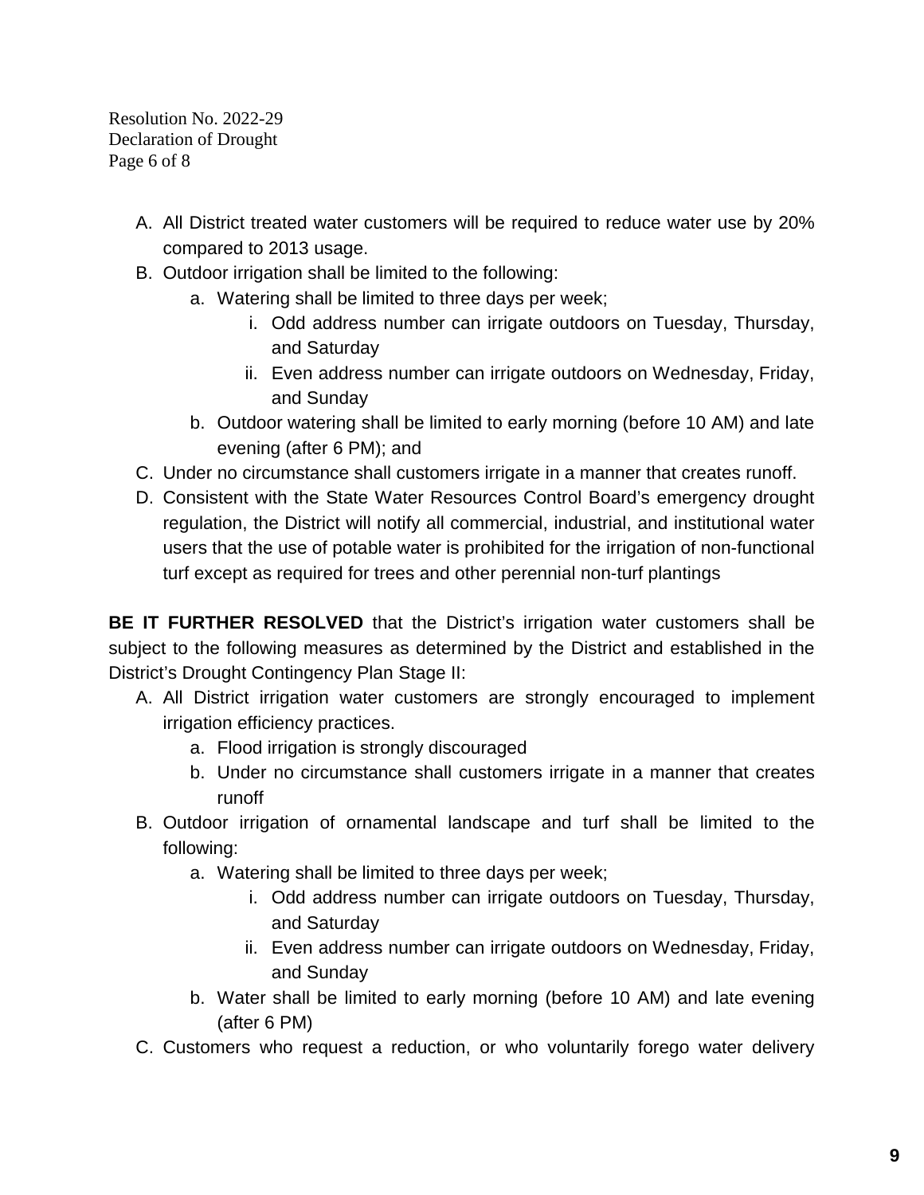A. All District treated water customers will be required to reduce water use by 20% compared to 2013 usage.
B. Outdoor irrigation shall be limited to the following:
    a. Watering shall be limited to three days per week;
        i. Odd address number can irrigate outdoors on Tuesday, Thursday, and Saturday
        ii. Even address number can irrigate outdoors on Wednesday, Friday, and Sunday
    b. Outdoor watering shall be limited to early morning (before 10 AM) and late evening (after 6 PM); and
C. Under no circumstance shall customers irrigate in a manner that creates runoff.
D. Consistent with the State Water Resources Control Board's emergency drought regulation, the District will notify all commercial, industrial, and institutional water users that the use of potable water is prohibited for the irrigation of non-functional turf except as required for trees and other perennial non-turf plantings

**BE IT FURTHER RESOLVED** that the District's irrigation water customers shall be subject to the following measures as determined by the District and established in the District's Drought Contingency Plan Stage II:

A. All District irrigation water customers are strongly encouraged to implement irrigation efficiency practices.
    a. Flood irrigation is strongly discouraged
    b. Under no circumstance shall customers irrigate in a manner that creates runoff
B. Outdoor irrigation of ornamental landscape and turf shall be limited to the following:
    a. Watering shall be limited to three days per week;
        i. Odd address number can irrigate outdoors on Tuesday, Thursday, and Saturday
        ii. Even address number can irrigate outdoors on Wednesday, Friday, and Sunday
    b. Water shall be limited to early morning (before 10 AM) and late evening (after 6 PM)
C. Customers who request a reduction, or who voluntarily forego water delivery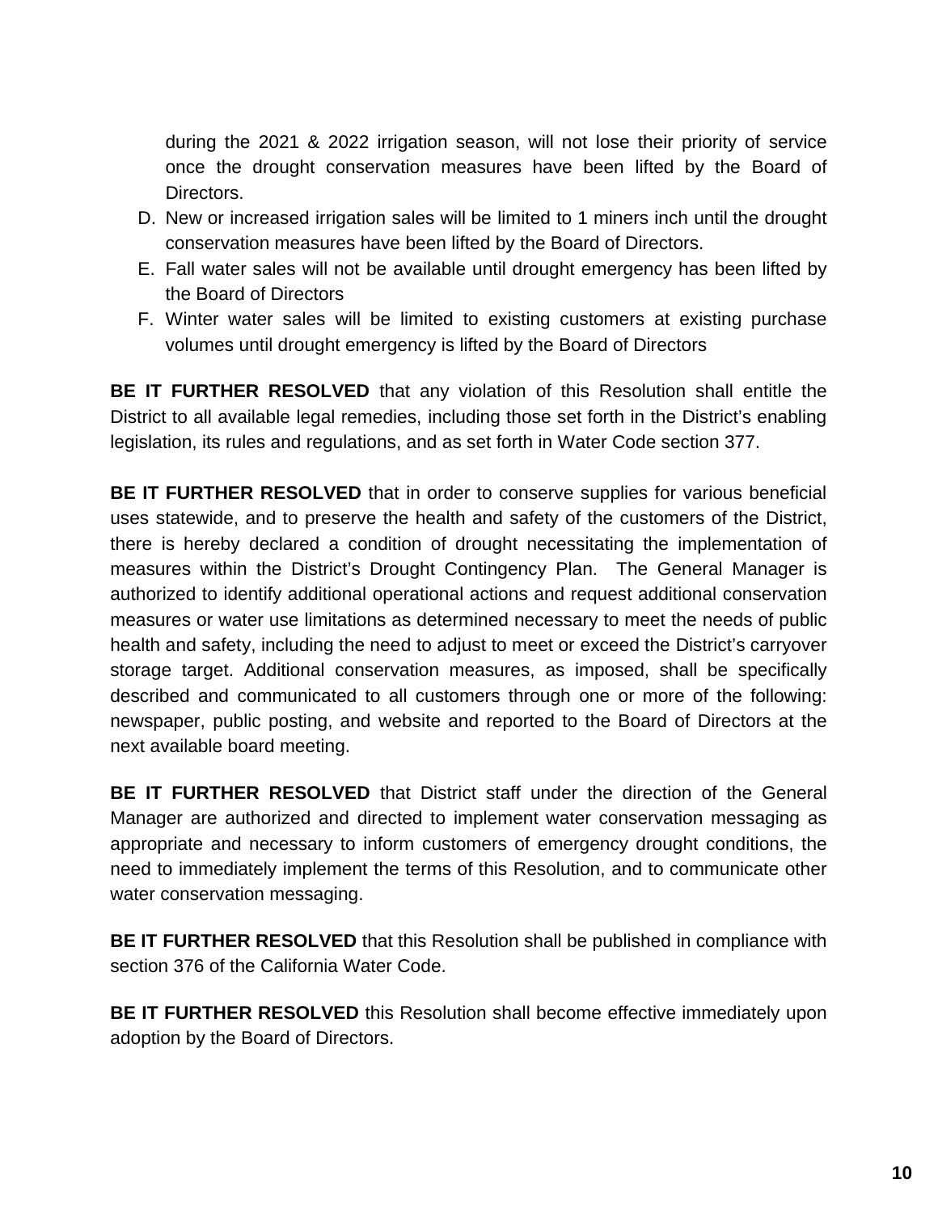during the 2021 & 2022 irrigation season, will not lose their priority of service once the drought conservation measures have been lifted by the Board of Directors.

D. New or increased irrigation sales will be limited to 1 miners inch until the drought conservation measures have been lifted by the Board of Directors.
E. Fall water sales will not be available until drought emergency has been lifted by the Board of Directors
F. Winter water sales will be limited to existing customers at existing purchase volumes until drought emergency is lifted by the Board of Directors

**BE IT FURTHER RESOLVED** that any violation of this Resolution shall entitle the District to all available legal remedies, including those set forth in the District's enabling legislation, its rules and regulations, and as set forth in Water Code section 377.

**BE IT FURTHER RESOLVED** that in order to conserve supplies for various beneficial uses statewide, and to preserve the health and safety of the customers of the District, there is hereby declared a condition of drought necessitating the implementation of measures within the District's Drought Contingency Plan. The General Manager is authorized to identify additional operational actions and request additional conservation measures or water use limitations as determined necessary to meet the needs of public health and safety, including the need to adjust to meet or exceed the District's carryover storage target. Additional conservation measures, as imposed, shall be specifically described and communicated to all customers through one or more of the following: newspaper, public posting, and website and reported to the Board of Directors at the next available board meeting.

**BE IT FURTHER RESOLVED** that District staff under the direction of the General Manager are authorized and directed to implement water conservation messaging as appropriate and necessary to inform customers of emergency drought conditions, the need to immediately implement the terms of this Resolution, and to communicate other water conservation messaging.

**BE IT FURTHER RESOLVED** that this Resolution shall be published in compliance with section 376 of the California Water Code.

**BE IT FURTHER RESOLVED** this Resolution shall become effective immediately upon adoption by the Board of Directors.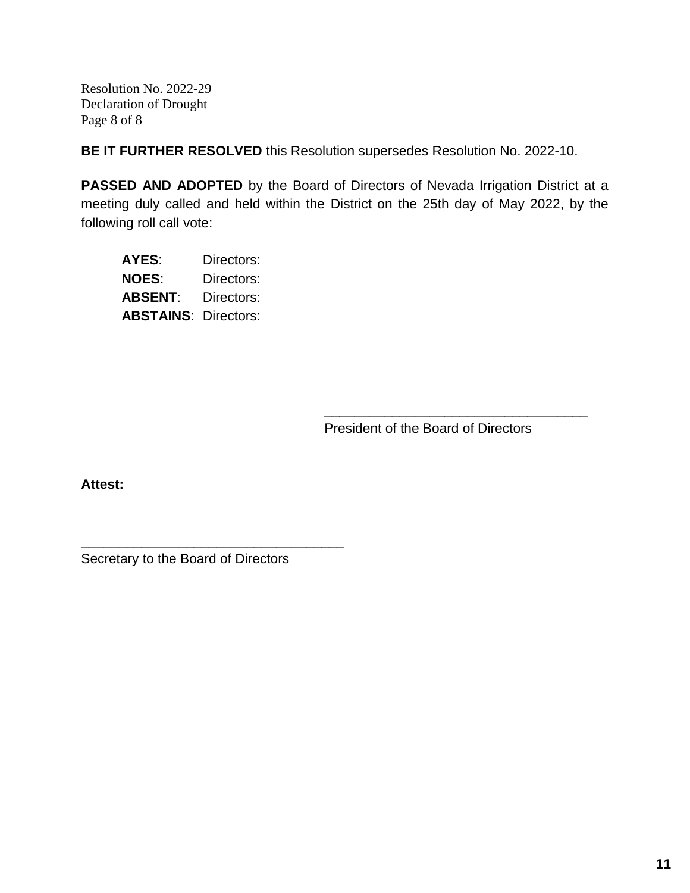**BE IT FURTHER RESOLVED** this Resolution supersedes Resolution No. 2022-10.

**PASSED AND ADOPTED** by the Board of Directors of Nevada Irrigation District at a meeting duly called and held within the District on the 25th day of May 2022, by the following roll call vote:

**AYES**: Directors:
**NOES**: Directors:
**ABSENT**: Directors:
**ABSTAINS**: Directors:

___________________________________
President of the Board of Directors

**Attest:**

___________________________________
Secretary to the Board of Directors